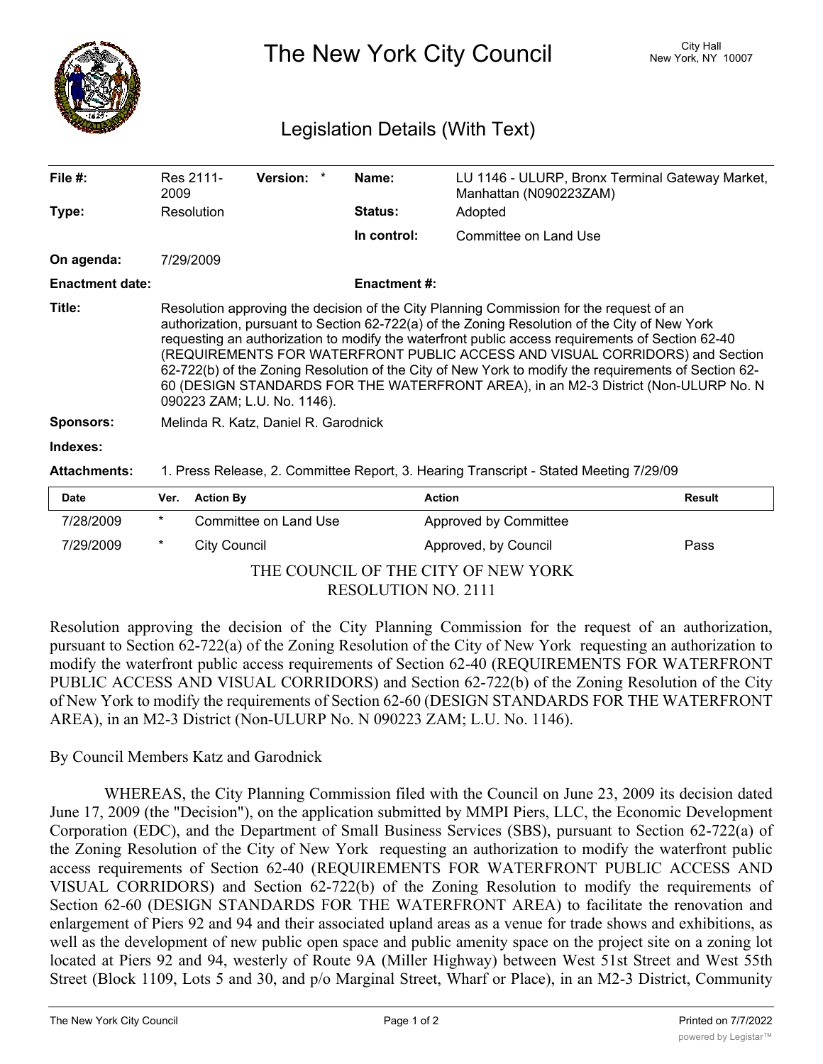# The New York City Council

City Hall
New York, NY 10007

## Legislation Details (With Text)

| | | | |
|---|---|---|---|
| **File #:** | Res 2111-2009 **Version:** * | **Name:** | LU 1146 - ULURP, Bronx Terminal Gateway Market, Manhattan (N090223ZAM) |
| **Type:** | Resolution | **Status:** | Adopted |
| | | **In control:** | Committee on Land Use |
| **On agenda:** | 7/29/2009 | | |
| **Enactment date:** | | **Enactment #:** | |

**Title:** Resolution approving the decision of the City Planning Commission for the request of an authorization, pursuant to Section 62-722(a) of the Zoning Resolution of the City of New York requesting an authorization to modify the waterfront public access requirements of Section 62-40 (REQUIREMENTS FOR WATERFRONT PUBLIC ACCESS AND VISUAL CORRIDORS) and Section 62-722(b) of the Zoning Resolution of the City of New York to modify the requirements of Section 62-60 (DESIGN STANDARDS FOR THE WATERFRONT AREA), in an M2-3 District (Non-ULURP No. N 090223 ZAM; L.U. No. 1146).

**Sponsors:** Melinda R. Katz, Daniel R. Garodnick

**Indexes:**

**Attachments:** 1. Press Release, 2. Committee Report, 3. Hearing Transcript - Stated Meeting 7/29/09

| Date | Ver. | Action By | Action | Result |
|---|---|---|---|---|
| 7/28/2009 | * | Committee on Land Use | Approved by Committee | |
| 7/29/2009 | * | City Council | Approved, by Council | Pass |

THE COUNCIL OF THE CITY OF NEW YORK
RESOLUTION NO. 2111

Resolution approving the decision of the City Planning Commission for the request of an authorization, pursuant to Section 62-722(a) of the Zoning Resolution of the City of New York requesting an authorization to modify the waterfront public access requirements of Section 62-40 (REQUIREMENTS FOR WATERFRONT PUBLIC ACCESS AND VISUAL CORRIDORS) and Section 62-722(b) of the Zoning Resolution of the City of New York to modify the requirements of Section 62-60 (DESIGN STANDARDS FOR THE WATERFRONT AREA), in an M2-3 District (Non-ULURP No. N 090223 ZAM; L.U. No. 1146).

By Council Members Katz and Garodnick

WHEREAS, the City Planning Commission filed with the Council on June 23, 2009 its decision dated June 17, 2009 (the "Decision"), on the application submitted by MMPI Piers, LLC, the Economic Development Corporation (EDC), and the Department of Small Business Services (SBS), pursuant to Section 62-722(a) of the Zoning Resolution of the City of New York requesting an authorization to modify the waterfront public access requirements of Section 62-40 (REQUIREMENTS FOR WATERFRONT PUBLIC ACCESS AND VISUAL CORRIDORS) and Section 62-722(b) of the Zoning Resolution to modify the requirements of Section 62-60 (DESIGN STANDARDS FOR THE WATERFRONT AREA) to facilitate the renovation and enlargement of Piers 92 and 94 and their associated upland areas as a venue for trade shows and exhibitions, as well as the development of new public open space and public amenity space on the project site on a zoning lot located at Piers 92 and 94, westerly of Route 9A (Miller Highway) between West 51st Street and West 55th Street (Block 1109, Lots 5 and 30, and p/o Marginal Street, Wharf or Place), in an M2-3 District, Community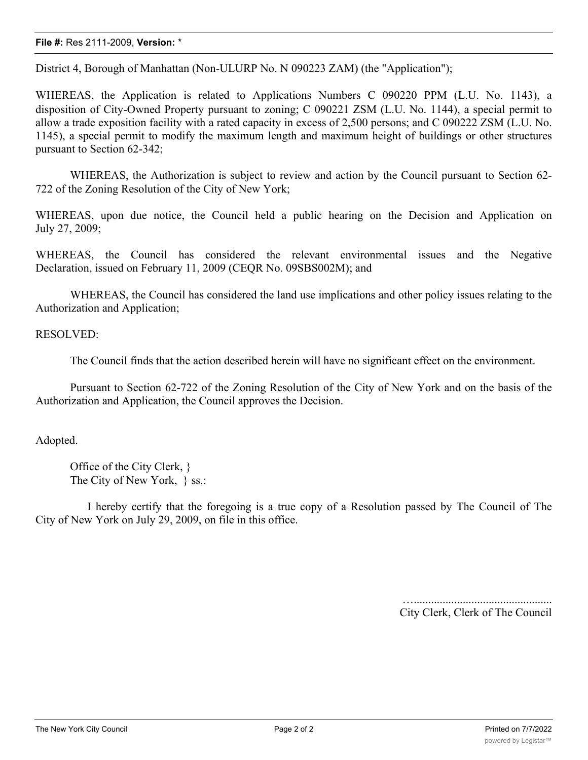District 4, Borough of Manhattan (Non-ULURP No. N 090223 ZAM) (the "Application");

WHEREAS, the Application is related to Applications Numbers C 090220 PPM (L.U. No. 1143), a disposition of City-Owned Property pursuant to zoning; C 090221 ZSM (L.U. No. 1144), a special permit to allow a trade exposition facility with a rated capacity in excess of 2,500 persons; and C 090222 ZSM (L.U. No. 1145), a special permit to modify the maximum length and maximum height of buildings or other structures pursuant to Section 62-342;

WHEREAS, the Authorization is subject to review and action by the Council pursuant to Section 62-722 of the Zoning Resolution of the City of New York;

WHEREAS, upon due notice, the Council held a public hearing on the Decision and Application on July 27, 2009;

WHEREAS, the Council has considered the relevant environmental issues and the Negative Declaration, issued on February 11, 2009 (CEQR No. 09SBS002M); and

WHEREAS, the Council has considered the land use implications and other policy issues relating to the Authorization and Application;

RESOLVED:

The Council finds that the action described herein will have no significant effect on the environment.

Pursuant to Section 62-722 of the Zoning Resolution of the City of New York and on the basis of the Authorization and Application, the Council approves the Decision.

Adopted.

Office of the City Clerk, }
The City of New York, } ss.:

I hereby certify that the foregoing is a true copy of a Resolution passed by The Council of The City of New York on July 29, 2009, on file in this office.

…..............................................
City Clerk, Clerk of The Council